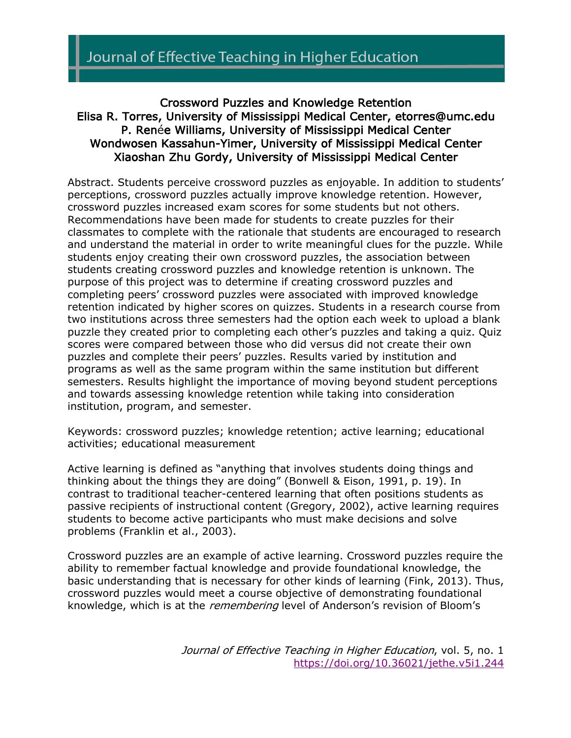# Crossword Puzzles and Knowledge Retention

**Elisa R. Torres, University of Mississippi Medical Center, etorres@umc.edu**
**P. Renée Williams, University of Mississippi Medical Center**
**Wondwosen Kassahun-Yimer, University of Mississippi Medical Center**
**Xiaoshan Zhu Gordy, University of Mississippi Medical Center**

Abstract. Students perceive crossword puzzles as enjoyable. In addition to students' perceptions, crossword puzzles actually improve knowledge retention. However, crossword puzzles increased exam scores for some students but not others. Recommendations have been made for students to create puzzles for their classmates to complete with the rationale that students are encouraged to research and understand the material in order to write meaningful clues for the puzzle. While students enjoy creating their own crossword puzzles, the association between students creating crossword puzzles and knowledge retention is unknown. The purpose of this project was to determine if creating crossword puzzles and completing peers' crossword puzzles were associated with improved knowledge retention indicated by higher scores on quizzes. Students in a research course from two institutions across three semesters had the option each week to upload a blank puzzle they created prior to completing each other's puzzles and taking a quiz. Quiz scores were compared between those who did versus did not create their own puzzles and complete their peers' puzzles. Results varied by institution and programs as well as the same program within the same institution but different semesters. Results highlight the importance of moving beyond student perceptions and towards assessing knowledge retention while taking into consideration institution, program, and semester.

Keywords: crossword puzzles; knowledge retention; active learning; educational activities; educational measurement

Active learning is defined as "anything that involves students doing things and thinking about the things they are doing" (Bonwell & Eison, 1991, p. 19). In contrast to traditional teacher-centered learning that often positions students as passive recipients of instructional content (Gregory, 2002), active learning requires students to become active participants who must make decisions and solve problems (Franklin et al., 2003).

Crossword puzzles are an example of active learning. Crossword puzzles require the ability to remember factual knowledge and provide foundational knowledge, the basic understanding that is necessary for other kinds of learning (Fink, 2013). Thus, crossword puzzles would meet a course objective of demonstrating foundational knowledge, which is at the *remembering* level of Anderson's revision of Bloom's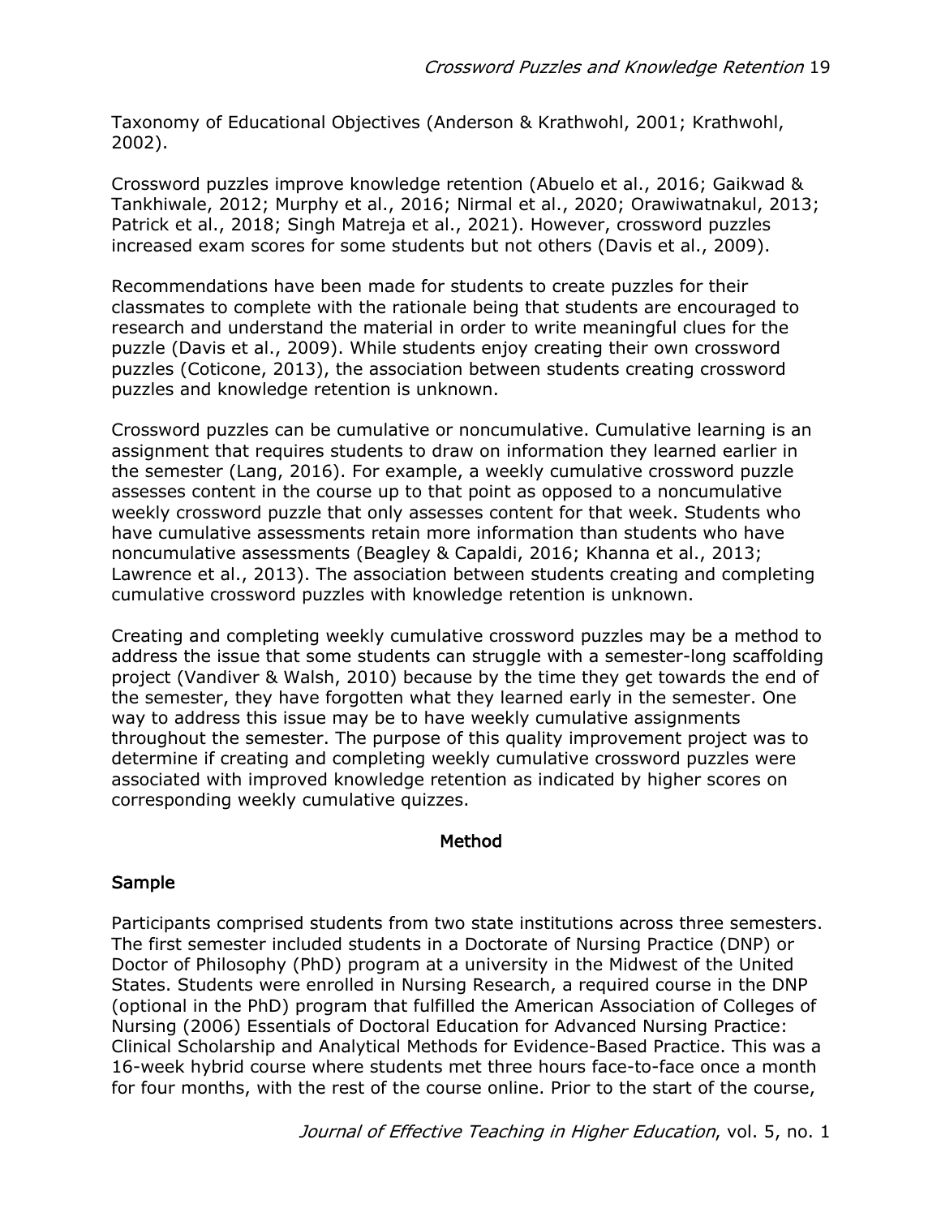Taxonomy of Educational Objectives (Anderson & Krathwohl, 2001; Krathwohl, 2002).

Crossword puzzles improve knowledge retention (Abuelo et al., 2016; Gaikwad & Tankhiwale, 2012; Murphy et al., 2016; Nirmal et al., 2020; Orawiwatnakul, 2013; Patrick et al., 2018; Singh Matreja et al., 2021). However, crossword puzzles increased exam scores for some students but not others (Davis et al., 2009).

Recommendations have been made for students to create puzzles for their classmates to complete with the rationale being that students are encouraged to research and understand the material in order to write meaningful clues for the puzzle (Davis et al., 2009). While students enjoy creating their own crossword puzzles (Coticone, 2013), the association between students creating crossword puzzles and knowledge retention is unknown.

Crossword puzzles can be cumulative or noncumulative. Cumulative learning is an assignment that requires students to draw on information they learned earlier in the semester (Lang, 2016). For example, a weekly cumulative crossword puzzle assesses content in the course up to that point as opposed to a noncumulative weekly crossword puzzle that only assesses content for that week. Students who have cumulative assessments retain more information than students who have noncumulative assessments (Beagley & Capaldi, 2016; Khanna et al., 2013; Lawrence et al., 2013). The association between students creating and completing cumulative crossword puzzles with knowledge retention is unknown.

Creating and completing weekly cumulative crossword puzzles may be a method to address the issue that some students can struggle with a semester-long scaffolding project (Vandiver & Walsh, 2010) because by the time they get towards the end of the semester, they have forgotten what they learned early in the semester. One way to address this issue may be to have weekly cumulative assignments throughout the semester. The purpose of this quality improvement project was to determine if creating and completing weekly cumulative crossword puzzles were associated with improved knowledge retention as indicated by higher scores on corresponding weekly cumulative quizzes.

## Method

### Sample

Participants comprised students from two state institutions across three semesters. The first semester included students in a Doctorate of Nursing Practice (DNP) or Doctor of Philosophy (PhD) program at a university in the Midwest of the United States. Students were enrolled in Nursing Research, a required course in the DNP (optional in the PhD) program that fulfilled the American Association of Colleges of Nursing (2006) Essentials of Doctoral Education for Advanced Nursing Practice: Clinical Scholarship and Analytical Methods for Evidence-Based Practice. This was a 16-week hybrid course where students met three hours face-to-face once a month for four months, with the rest of the course online. Prior to the start of the course,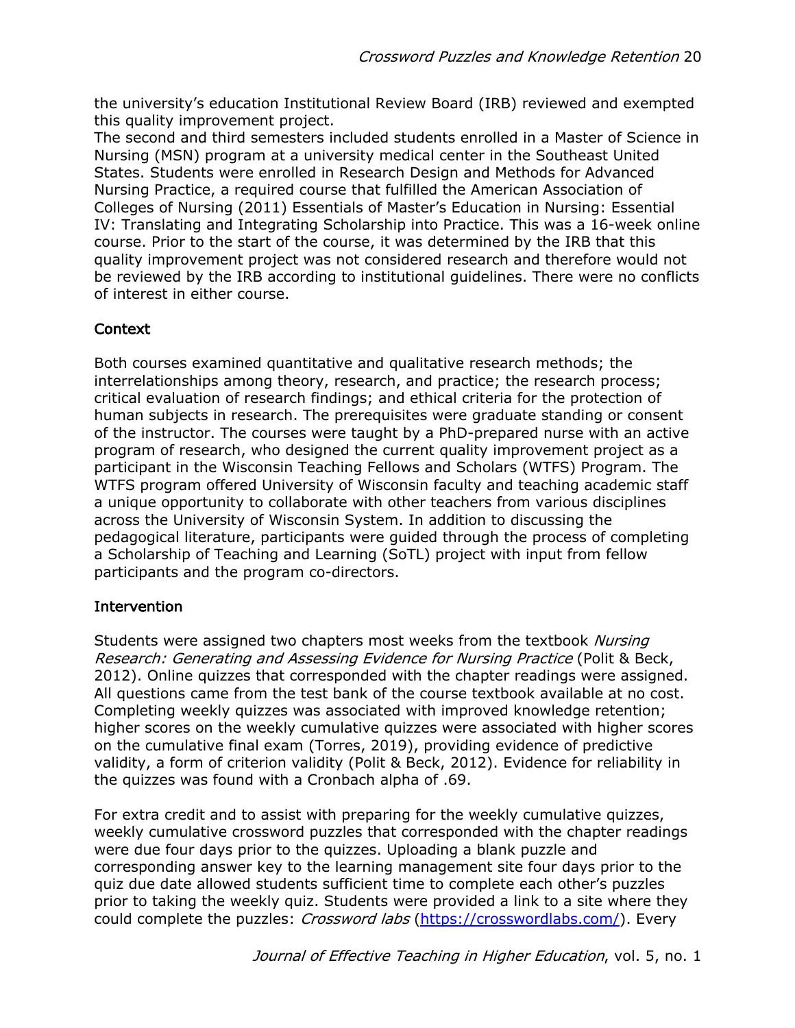the university's education Institutional Review Board (IRB) reviewed and exempted this quality improvement project.

The second and third semesters included students enrolled in a Master of Science in Nursing (MSN) program at a university medical center in the Southeast United States. Students were enrolled in Research Design and Methods for Advanced Nursing Practice, a required course that fulfilled the American Association of Colleges of Nursing (2011) Essentials of Master's Education in Nursing: Essential IV: Translating and Integrating Scholarship into Practice. This was a 16-week online course. Prior to the start of the course, it was determined by the IRB that this quality improvement project was not considered research and therefore would not be reviewed by the IRB according to institutional guidelines. There were no conflicts of interest in either course.

## Context

Both courses examined quantitative and qualitative research methods; the interrelationships among theory, research, and practice; the research process; critical evaluation of research findings; and ethical criteria for the protection of human subjects in research. The prerequisites were graduate standing or consent of the instructor. The courses were taught by a PhD-prepared nurse with an active program of research, who designed the current quality improvement project as a participant in the Wisconsin Teaching Fellows and Scholars (WTFS) Program. The WTFS program offered University of Wisconsin faculty and teaching academic staff a unique opportunity to collaborate with other teachers from various disciplines across the University of Wisconsin System. In addition to discussing the pedagogical literature, participants were guided through the process of completing a Scholarship of Teaching and Learning (SoTL) project with input from fellow participants and the program co-directors.

## Intervention

Students were assigned two chapters most weeks from the textbook *Nursing Research: Generating and Assessing Evidence for Nursing Practice* (Polit & Beck, 2012). Online quizzes that corresponded with the chapter readings were assigned. All questions came from the test bank of the course textbook available at no cost. Completing weekly quizzes was associated with improved knowledge retention; higher scores on the weekly cumulative quizzes were associated with higher scores on the cumulative final exam (Torres, 2019), providing evidence of predictive validity, a form of criterion validity (Polit & Beck, 2012). Evidence for reliability in the quizzes was found with a Cronbach alpha of .69.

For extra credit and to assist with preparing for the weekly cumulative quizzes, weekly cumulative crossword puzzles that corresponded with the chapter readings were due four days prior to the quizzes. Uploading a blank puzzle and corresponding answer key to the learning management site four days prior to the quiz due date allowed students sufficient time to complete each other's puzzles prior to taking the weekly quiz. Students were provided a link to a site where they could complete the puzzles: *Crossword labs* (https://crosswordlabs.com/). Every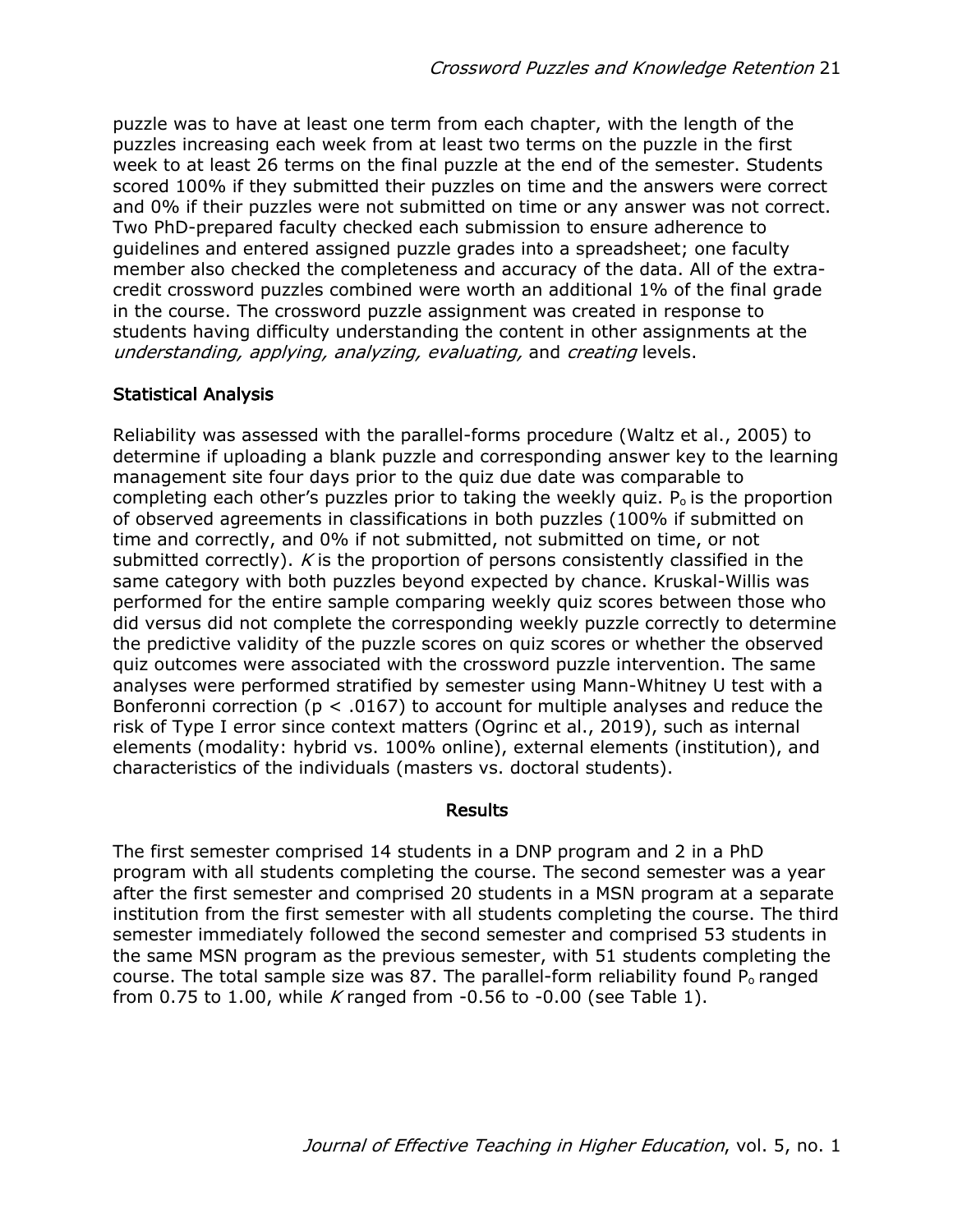puzzle was to have at least one term from each chapter, with the length of the puzzles increasing each week from at least two terms on the puzzle in the first week to at least 26 terms on the final puzzle at the end of the semester. Students scored 100% if they submitted their puzzles on time and the answers were correct and 0% if their puzzles were not submitted on time or any answer was not correct. Two PhD-prepared faculty checked each submission to ensure adherence to guidelines and entered assigned puzzle grades into a spreadsheet; one faculty member also checked the completeness and accuracy of the data. All of the extra-credit crossword puzzles combined were worth an additional 1% of the final grade in the course. The crossword puzzle assignment was created in response to students having difficulty understanding the content in other assignments at the *understanding, applying, analyzing, evaluating,* and *creating* levels.

### Statistical Analysis

Reliability was assessed with the parallel-forms procedure (Waltz et al., 2005) to determine if uploading a blank puzzle and corresponding answer key to the learning management site four days prior to the quiz due date was comparable to completing each other's puzzles prior to taking the weekly quiz. $P_o$ is the proportion of observed agreements in classifications in both puzzles (100% if submitted on time and correctly, and 0% if not submitted, not submitted on time, or not submitted correctly). $K$ is the proportion of persons consistently classified in the same category with both puzzles beyond expected by chance. Kruskal-Willis was performed for the entire sample comparing weekly quiz scores between those who did versus did not complete the corresponding weekly puzzle correctly to determine the predictive validity of the puzzle scores on quiz scores or whether the observed quiz outcomes were associated with the crossword puzzle intervention. The same analyses were performed stratified by semester using Mann-Whitney U test with a Bonferonni correction ($p < .0167$) to account for multiple analyses and reduce the risk of Type I error since context matters (Ogrinc et al., 2019), such as internal elements (modality: hybrid vs. 100% online), external elements (institution), and characteristics of the individuals (masters vs. doctoral students).

## Results

The first semester comprised 14 students in a DNP program and 2 in a PhD program with all students completing the course. The second semester was a year after the first semester and comprised 20 students in a MSN program at a separate institution from the first semester with all students completing the course. The third semester immediately followed the second semester and comprised 53 students in the same MSN program as the previous semester, with 51 students completing the course. The total sample size was 87. The parallel-form reliability found $P_o$ ranged from 0.75 to 1.00, while $K$ ranged from -0.56 to -0.00 (see Table 1).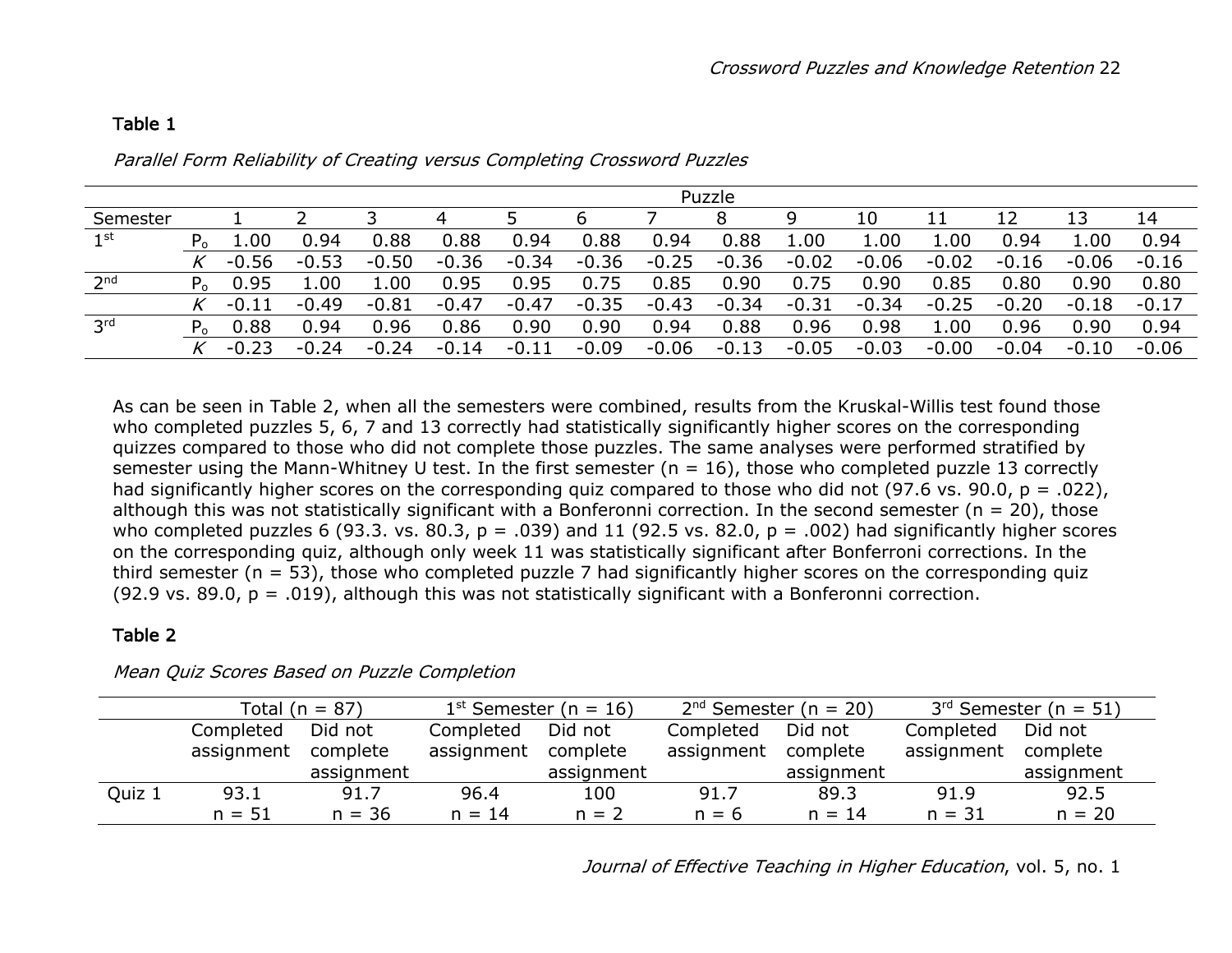Table 1

*Parallel Form Reliability of Creating versus Completing Crossword Puzzles*

| | | Puzzle | | | | | | | | | | | | | |
|---|---|---|---|---|---|---|---|---|---|---|---|---|---|---|---|
| Semester | | 1 | 2 | 3 | 4 | 5 | 6 | 7 | 8 | 9 | 10 | 11 | 12 | 13 | 14 |
| 1st | $P_o$ | 1.00 | 0.94 | 0.88 | 0.88 | 0.94 | 0.88 | 0.94 | 0.88 | 1.00 | 1.00 | 1.00 | 0.94 | 1.00 | 0.94 |
| | $K$ | -0.56 | -0.53 | -0.50 | -0.36 | -0.34 | -0.36 | -0.25 | -0.36 | -0.02 | -0.06 | -0.02 | -0.16 | -0.06 | -0.16 |
| 2nd | $P_o$ | 0.95 | 1.00 | 1.00 | 0.95 | 0.95 | 0.75 | 0.85 | 0.90 | 0.75 | 0.90 | 0.85 | 0.80 | 0.90 | 0.80 |
| | $K$ | -0.11 | -0.49 | -0.81 | -0.47 | -0.47 | -0.35 | -0.43 | -0.34 | -0.31 | -0.34 | -0.25 | -0.20 | -0.18 | -0.17 |
| 3rd | $P_o$ | 0.88 | 0.94 | 0.96 | 0.86 | 0.90 | 0.90 | 0.94 | 0.88 | 0.96 | 0.98 | 1.00 | 0.96 | 0.90 | 0.94 |
| | $K$ | -0.23 | -0.24 | -0.24 | -0.14 | -0.11 | -0.09 | -0.06 | -0.13 | -0.05 | -0.03 | -0.00 | -0.04 | -0.10 | -0.06 |

As can be seen in Table 2, when all the semesters were combined, results from the Kruskal-Willis test found those who completed puzzles 5, 6, 7 and 13 correctly had statistically significantly higher scores on the corresponding quizzes compared to those who did not complete those puzzles. The same analyses were performed stratified by semester using the Mann-Whitney U test. In the first semester ($n = 16$), those who completed puzzle 13 correctly had significantly higher scores on the corresponding quiz compared to those who did not (97.6 vs. 90.0, $p = .022$), although this was not statistically significant with a Bonferonni correction. In the second semester ($n = 20$), those who completed puzzles 6 (93.3. vs. 80.3, $p = .039$) and 11 (92.5 vs. 82.0, $p = .002$) had significantly higher scores on the corresponding quiz, although only week 11 was statistically significant after Bonferroni corrections. In the third semester ($n = 53$), those who completed puzzle 7 had significantly higher scores on the corresponding quiz (92.9 vs. 89.0, $p = .019$), although this was not statistically significant with a Bonferonni correction.

Table 2

*Mean Quiz Scores Based on Puzzle Completion*

| | Total (n = 87) | | 1st Semester (n = 16) | | 2nd Semester (n = 20) | | 3rd Semester (n = 51) | |
|---|---|---|---|---|---|---|---|---|
| | Completed assignment | Did not complete assignment | Completed assignment | Did not complete assignment | Completed assignment | Did not complete assignment | Completed assignment | Did not complete assignment |
| Quiz 1 | 93.1<br>n = 51 | 91.7<br>n = 36 | 96.4<br>n = 14 | 100<br>n = 2 | 91.7<br>n = 6 | 89.3<br>n = 14 | 91.9<br>n = 31 | 92.5<br>n = 20 |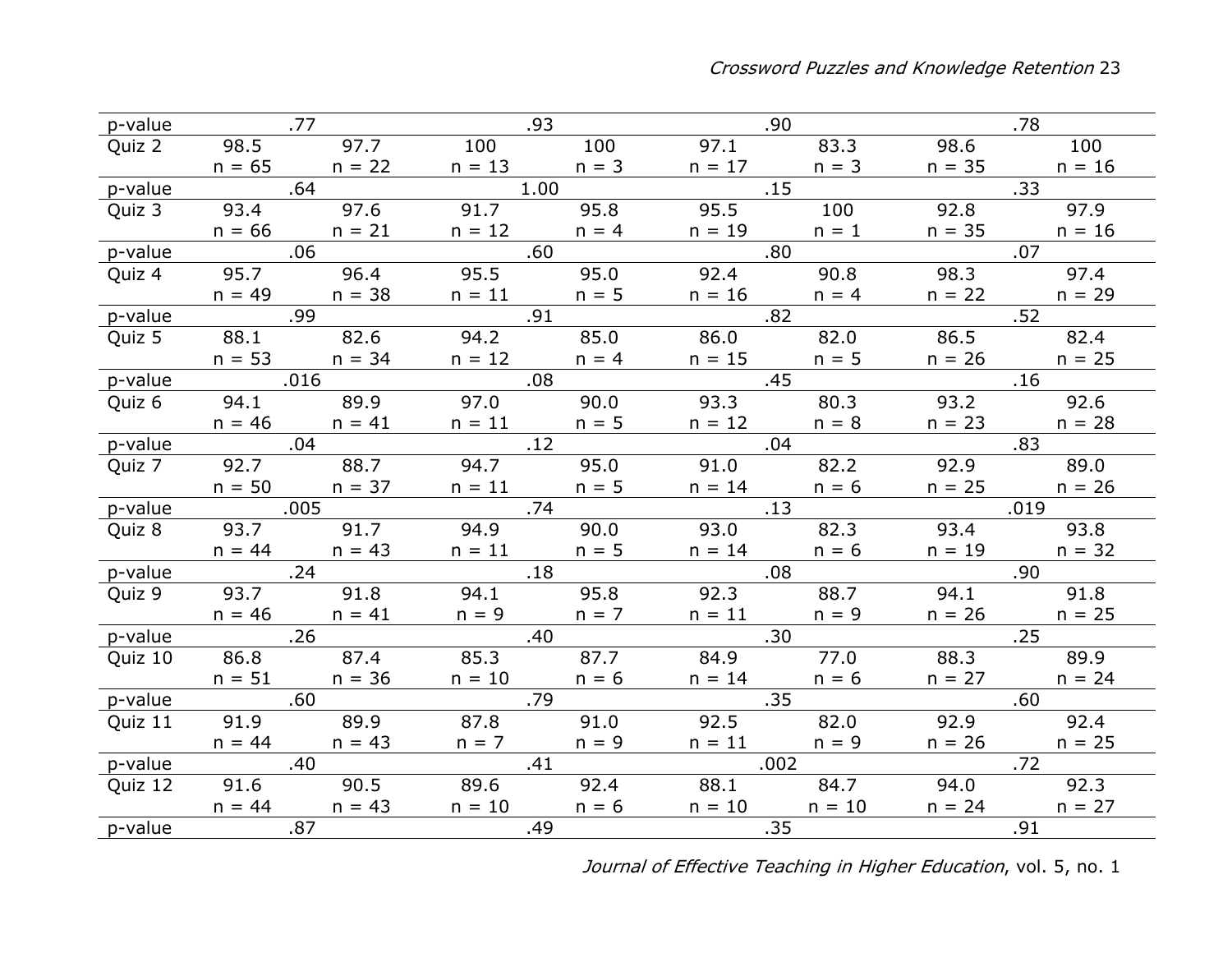| p-value | .77 | | .93 | | .90 | | .78 | |
|---|---|---|---|---|---|---|---|---|
| Quiz 2 | 98.5<br>n = 65 | 97.7<br>n = 22 | 100<br>n = 13 | 100<br>n = 3 | 97.1<br>n = 17 | 83.3<br>n = 3 | 98.6<br>n = 35 | 100<br>n = 16 |
| p-value | .64 | | 1.00 | | .15 | | .33 | |
| Quiz 3 | 93.4<br>n = 66 | 97.6<br>n = 21 | 91.7<br>n = 12 | 95.8<br>n = 4 | 95.5<br>n = 19 | 100<br>n = 1 | 92.8<br>n = 35 | 97.9<br>n = 16 |
| p-value | .06 | | .60 | | .80 | | .07 | |
| Quiz 4 | 95.7<br>n = 49 | 96.4<br>n = 38 | 95.5<br>n = 11 | 95.0<br>n = 5 | 92.4<br>n = 16 | 90.8<br>n = 4 | 98.3<br>n = 22 | 97.4<br>n = 29 |
| p-value | .99 | | .91 | | .82 | | .52 | |
| Quiz 5 | 88.1<br>n = 53 | 82.6<br>n = 34 | 94.2<br>n = 12 | 85.0<br>n = 4 | 86.0<br>n = 15 | 82.0<br>n = 5 | 86.5<br>n = 26 | 82.4<br>n = 25 |
| p-value | .016 | | .08 | | .45 | | .16 | |
| Quiz 6 | 94.1<br>n = 46 | 89.9<br>n = 41 | 97.0<br>n = 11 | 90.0<br>n = 5 | 93.3<br>n = 12 | 80.3<br>n = 8 | 93.2<br>n = 23 | 92.6<br>n = 28 |
| p-value | .04 | | .12 | | .04 | | .83 | |
| Quiz 7 | 92.7<br>n = 50 | 88.7<br>n = 37 | 94.7<br>n = 11 | 95.0<br>n = 5 | 91.0<br>n = 14 | 82.2<br>n = 6 | 92.9<br>n = 25 | 89.0<br>n = 26 |
| p-value | .005 | | .74 | | .13 | | .019 | |
| Quiz 8 | 93.7<br>n = 44 | 91.7<br>n = 43 | 94.9<br>n = 11 | 90.0<br>n = 5 | 93.0<br>n = 14 | 82.3<br>n = 6 | 93.4<br>n = 19 | 93.8<br>n = 32 |
| p-value | .24 | | .18 | | .08 | | .90 | |
| Quiz 9 | 93.7<br>n = 46 | 91.8<br>n = 41 | 94.1<br>n = 9 | 95.8<br>n = 7 | 92.3<br>n = 11 | 88.7<br>n = 9 | 94.1<br>n = 26 | 91.8<br>n = 25 |
| p-value | .26 | | .40 | | .30 | | .25 | |
| Quiz 10 | 86.8<br>n = 51 | 87.4<br>n = 36 | 85.3<br>n = 10 | 87.7<br>n = 6 | 84.9<br>n = 14 | 77.0<br>n = 6 | 88.3<br>n = 27 | 89.9<br>n = 24 |
| p-value | .60 | | .79 | | .35 | | .60 | |
| Quiz 11 | 91.9<br>n = 44 | 89.9<br>n = 43 | 87.8<br>n = 7 | 91.0<br>n = 9 | 92.5<br>n = 11 | 82.0<br>n = 9 | 92.9<br>n = 26 | 92.4<br>n = 25 |
| p-value | .40 | | .41 | | .002 | | .72 | |
| Quiz 12 | 91.6<br>n = 44 | 90.5<br>n = 43 | 89.6<br>n = 10 | 92.4<br>n = 6 | 88.1<br>n = 10 | 84.7<br>n = 10 | 94.0<br>n = 24 | 92.3<br>n = 27 |
| p-value | .87 | | .49 | | .35 | | .91 | |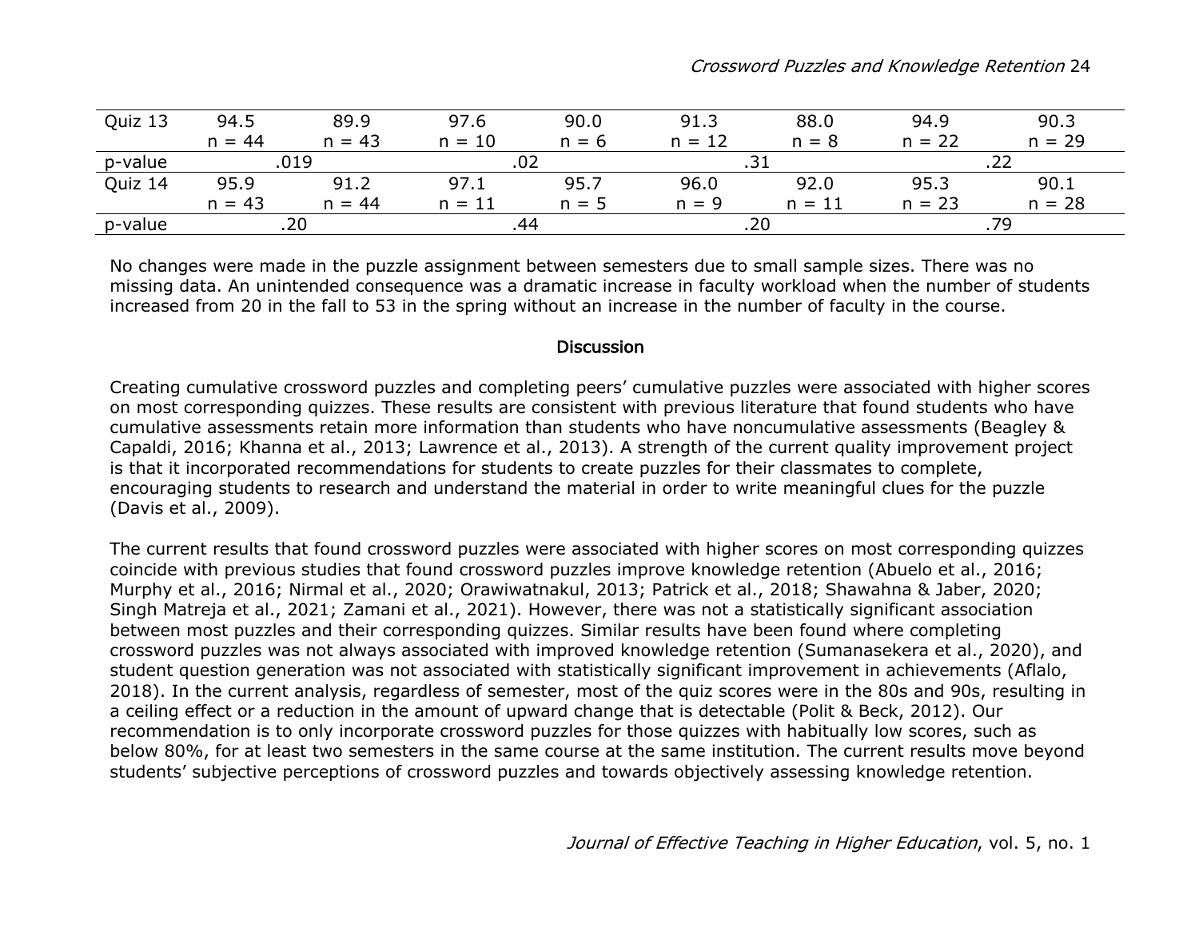| Quiz 13 | 94.5<br>n = 44 | 89.9<br>n = 43 | 97.6<br>n = 10 | 90.0<br>n = 6 | 91.3<br>n = 12 | 88.0<br>n = 8 | 94.9<br>n = 22 | 90.3<br>n = 29 |
|---|---|---|---|---|---|---|---|---|
| p-value | .019 | | .02 | | .31 | | .22 | |
| Quiz 14 | 95.9<br>n = 43 | 91.2<br>n = 44 | 97.1<br>n = 11 | 95.7<br>n = 5 | 96.0<br>n = 9 | 92.0<br>n = 11 | 95.3<br>n = 23 | 90.1<br>n = 28 |
| p-value | .20 | | .44 | | .20 | | .79 | |

No changes were made in the puzzle assignment between semesters due to small sample sizes. There was no missing data. An unintended consequence was a dramatic increase in faculty workload when the number of students increased from 20 in the fall to 53 in the spring without an increase in the number of faculty in the course.

## Discussion

Creating cumulative crossword puzzles and completing peers' cumulative puzzles were associated with higher scores on most corresponding quizzes. These results are consistent with previous literature that found students who have cumulative assessments retain more information than students who have noncumulative assessments (Beagley & Capaldi, 2016; Khanna et al., 2013; Lawrence et al., 2013). A strength of the current quality improvement project is that it incorporated recommendations for students to create puzzles for their classmates to complete, encouraging students to research and understand the material in order to write meaningful clues for the puzzle (Davis et al., 2009).

The current results that found crossword puzzles were associated with higher scores on most corresponding quizzes coincide with previous studies that found crossword puzzles improve knowledge retention (Abuelo et al., 2016; Murphy et al., 2016; Nirmal et al., 2020; Orawiwatnakul, 2013; Patrick et al., 2018; Shawahna & Jaber, 2020; Singh Matreja et al., 2021; Zamani et al., 2021). However, there was not a statistically significant association between most puzzles and their corresponding quizzes. Similar results have been found where completing crossword puzzles was not always associated with improved knowledge retention (Sumanasekera et al., 2020), and student question generation was not associated with statistically significant improvement in achievements (Aflalo, 2018). In the current analysis, regardless of semester, most of the quiz scores were in the 80s and 90s, resulting in a ceiling effect or a reduction in the amount of upward change that is detectable (Polit & Beck, 2012). Our recommendation is to only incorporate crossword puzzles for those quizzes with habitually low scores, such as below 80%, for at least two semesters in the same course at the same institution. The current results move beyond students' subjective perceptions of crossword puzzles and towards objectively assessing knowledge retention.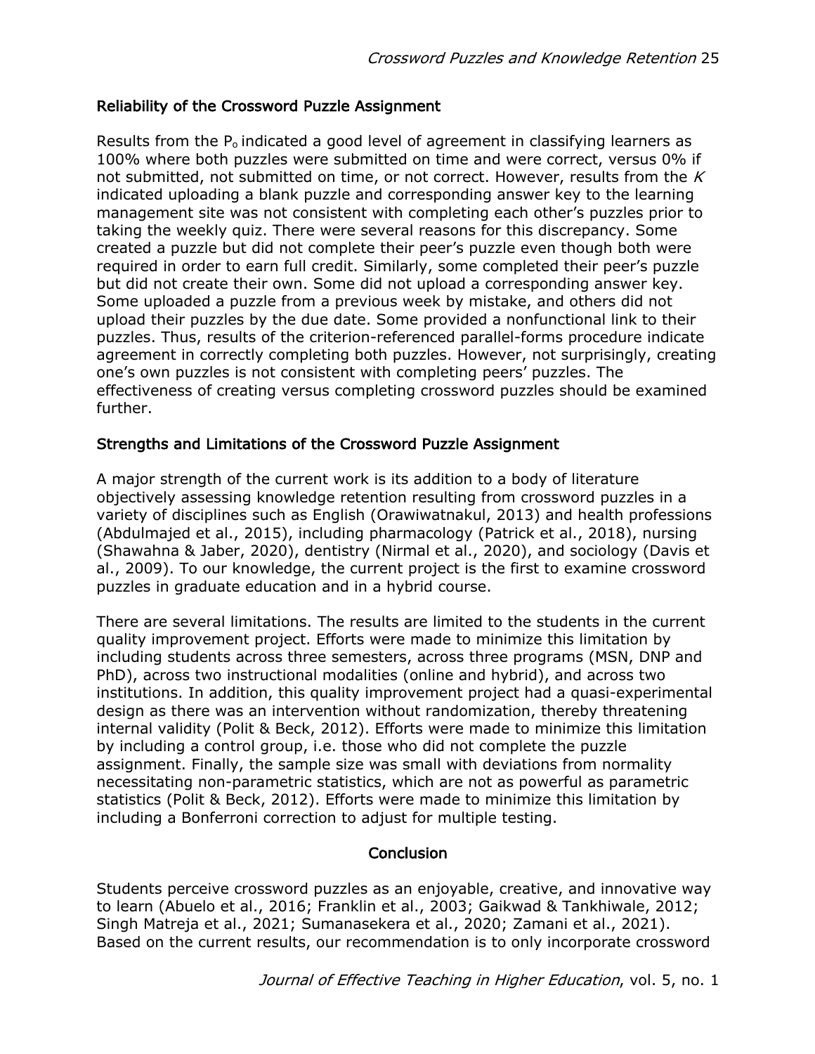### Reliability of the Crossword Puzzle Assignment

Results from the $P_o$ indicated a good level of agreement in classifying learners as 100% where both puzzles were submitted on time and were correct, versus 0% if not submitted, not submitted on time, or not correct. However, results from the *K* indicated uploading a blank puzzle and corresponding answer key to the learning management site was not consistent with completing each other's puzzles prior to taking the weekly quiz. There were several reasons for this discrepancy. Some created a puzzle but did not complete their peer's puzzle even though both were required in order to earn full credit. Similarly, some completed their peer's puzzle but did not create their own. Some did not upload a corresponding answer key. Some uploaded a puzzle from a previous week by mistake, and others did not upload their puzzles by the due date. Some provided a nonfunctional link to their puzzles. Thus, results of the criterion-referenced parallel-forms procedure indicate agreement in correctly completing both puzzles. However, not surprisingly, creating one's own puzzles is not consistent with completing peers' puzzles. The effectiveness of creating versus completing crossword puzzles should be examined further.

### Strengths and Limitations of the Crossword Puzzle Assignment

A major strength of the current work is its addition to a body of literature objectively assessing knowledge retention resulting from crossword puzzles in a variety of disciplines such as English (Orawiwatnakul, 2013) and health professions (Abdulmajed et al., 2015), including pharmacology (Patrick et al., 2018), nursing (Shawahna & Jaber, 2020), dentistry (Nirmal et al., 2020), and sociology (Davis et al., 2009). To our knowledge, the current project is the first to examine crossword puzzles in graduate education and in a hybrid course.

There are several limitations. The results are limited to the students in the current quality improvement project. Efforts were made to minimize this limitation by including students across three semesters, across three programs (MSN, DNP and PhD), across two instructional modalities (online and hybrid), and across two institutions. In addition, this quality improvement project had a quasi-experimental design as there was an intervention without randomization, thereby threatening internal validity (Polit & Beck, 2012). Efforts were made to minimize this limitation by including a control group, i.e. those who did not complete the puzzle assignment. Finally, the sample size was small with deviations from normality necessitating non-parametric statistics, which are not as powerful as parametric statistics (Polit & Beck, 2012). Efforts were made to minimize this limitation by including a Bonferroni correction to adjust for multiple testing.

## Conclusion

Students perceive crossword puzzles as an enjoyable, creative, and innovative way to learn (Abuelo et al., 2016; Franklin et al., 2003; Gaikwad & Tankhiwale, 2012; Singh Matreja et al., 2021; Sumanasekera et al., 2020; Zamani et al., 2021). Based on the current results, our recommendation is to only incorporate crossword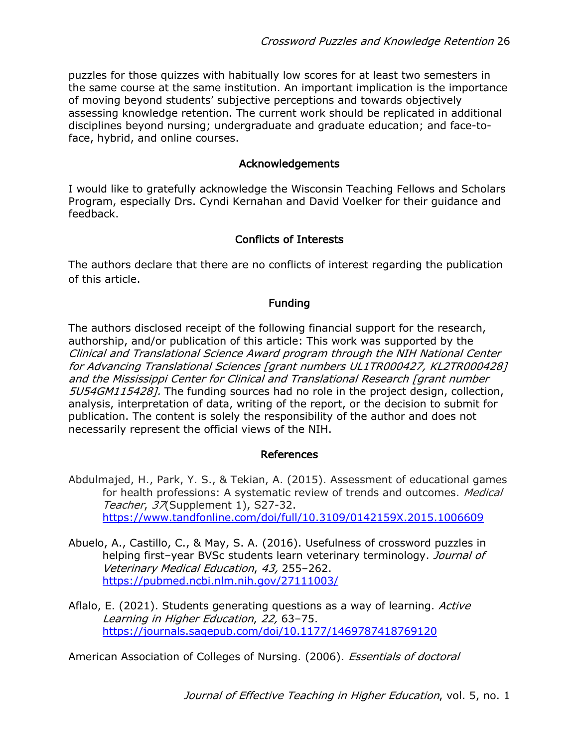puzzles for those quizzes with habitually low scores for at least two semesters in the same course at the same institution. An important implication is the importance of moving beyond students' subjective perceptions and towards objectively assessing knowledge retention. The current work should be replicated in additional disciplines beyond nursing; undergraduate and graduate education; and face-to-face, hybrid, and online courses.

## Acknowledgements

I would like to gratefully acknowledge the Wisconsin Teaching Fellows and Scholars Program, especially Drs. Cyndi Kernahan and David Voelker for their guidance and feedback.

## Conflicts of Interests

The authors declare that there are no conflicts of interest regarding the publication of this article.

## Funding

The authors disclosed receipt of the following financial support for the research, authorship, and/or publication of this article: This work was supported by the *Clinical and Translational Science Award program through the NIH National Center for Advancing Translational Sciences [grant numbers UL1TR000427, KL2TR000428] and the Mississippi Center for Clinical and Translational Research [grant number 5U54GM115428].* The funding sources had no role in the project design, collection, analysis, interpretation of data, writing of the report, or the decision to submit for publication. The content is solely the responsibility of the author and does not necessarily represent the official views of the NIH.

## References

Abdulmajed, H., Park, Y. S., & Tekian, A. (2015). Assessment of educational games for health professions: A systematic review of trends and outcomes. *Medical Teacher*, *37*(Supplement 1), S27-32. https://www.tandfonline.com/doi/full/10.3109/0142159X.2015.1006609

Abuelo, A., Castillo, C., & May, S. A. (2016). Usefulness of crossword puzzles in helping first–year BVSc students learn veterinary terminology. *Journal of Veterinary Medical Education*, *43,* 255–262. https://pubmed.ncbi.nlm.nih.gov/27111003/

Aflalo, E. (2021). Students generating questions as a way of learning. *Active Learning in Higher Education*, *22,* 63–75. https://journals.sagepub.com/doi/10.1177/1469787418769120

American Association of Colleges of Nursing. (2006). *Essentials of doctoral*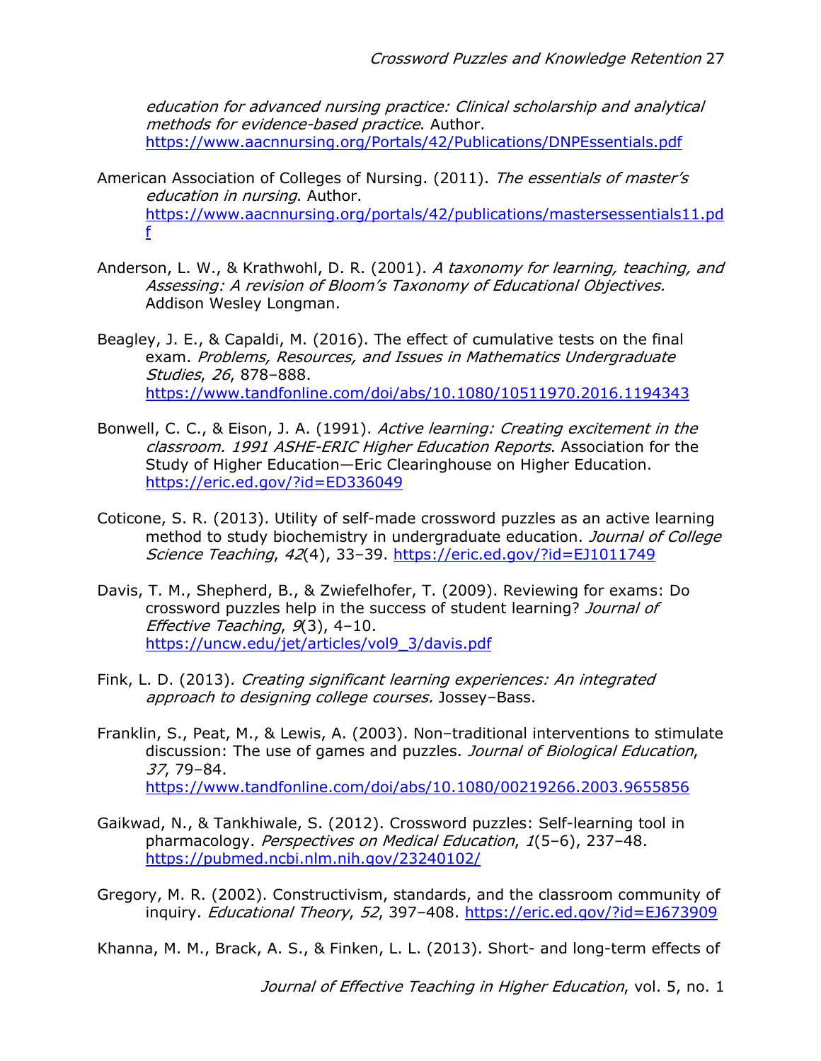*education for advanced nursing practice: Clinical scholarship and analytical methods for evidence-based practice*. Author. https://www.aacnnursing.org/Portals/42/Publications/DNPEssentials.pdf

American Association of Colleges of Nursing. (2011). *The essentials of master's education in nursing*. Author. https://www.aacnnursing.org/portals/42/publications/mastersessentials11.pdf

Anderson, L. W., & Krathwohl, D. R. (2001). *A taxonomy for learning, teaching, and Assessing: A revision of Bloom's Taxonomy of Educational Objectives.* Addison Wesley Longman.

Beagley, J. E., & Capaldi, M. (2016). The effect of cumulative tests on the final exam. *Problems, Resources, and Issues in Mathematics Undergraduate Studies*, *26*, 878–888. https://www.tandfonline.com/doi/abs/10.1080/10511970.2016.1194343

Bonwell, C. C., & Eison, J. A. (1991). *Active learning: Creating excitement in the classroom. 1991 ASHE-ERIC Higher Education Reports*. Association for the Study of Higher Education—Eric Clearinghouse on Higher Education. https://eric.ed.gov/?id=ED336049

Coticone, S. R. (2013). Utility of self-made crossword puzzles as an active learning method to study biochemistry in undergraduate education. *Journal of College Science Teaching*, *42*(4), 33–39. https://eric.ed.gov/?id=EJ1011749

Davis, T. M., Shepherd, B., & Zwiefelhofer, T. (2009). Reviewing for exams: Do crossword puzzles help in the success of student learning? *Journal of Effective Teaching*, *9*(3), 4–10. https://uncw.edu/jet/articles/vol9_3/davis.pdf

Fink, L. D. (2013). *Creating significant learning experiences: An integrated approach to designing college courses.* Jossey–Bass.

Franklin, S., Peat, M., & Lewis, A. (2003). Non–traditional interventions to stimulate discussion: The use of games and puzzles. *Journal of Biological Education*, *37*, 79–84. https://www.tandfonline.com/doi/abs/10.1080/00219266.2003.9655856

Gaikwad, N., & Tankhiwale, S. (2012). Crossword puzzles: Self-learning tool in pharmacology. *Perspectives on Medical Education*, *1*(5–6), 237–48. https://pubmed.ncbi.nlm.nih.gov/23240102/

Gregory, M. R. (2002). Constructivism, standards, and the classroom community of inquiry. *Educational Theory*, *52*, 397–408. https://eric.ed.gov/?id=EJ673909

Khanna, M. M., Brack, A. S., & Finken, L. L. (2013). Short- and long-term effects of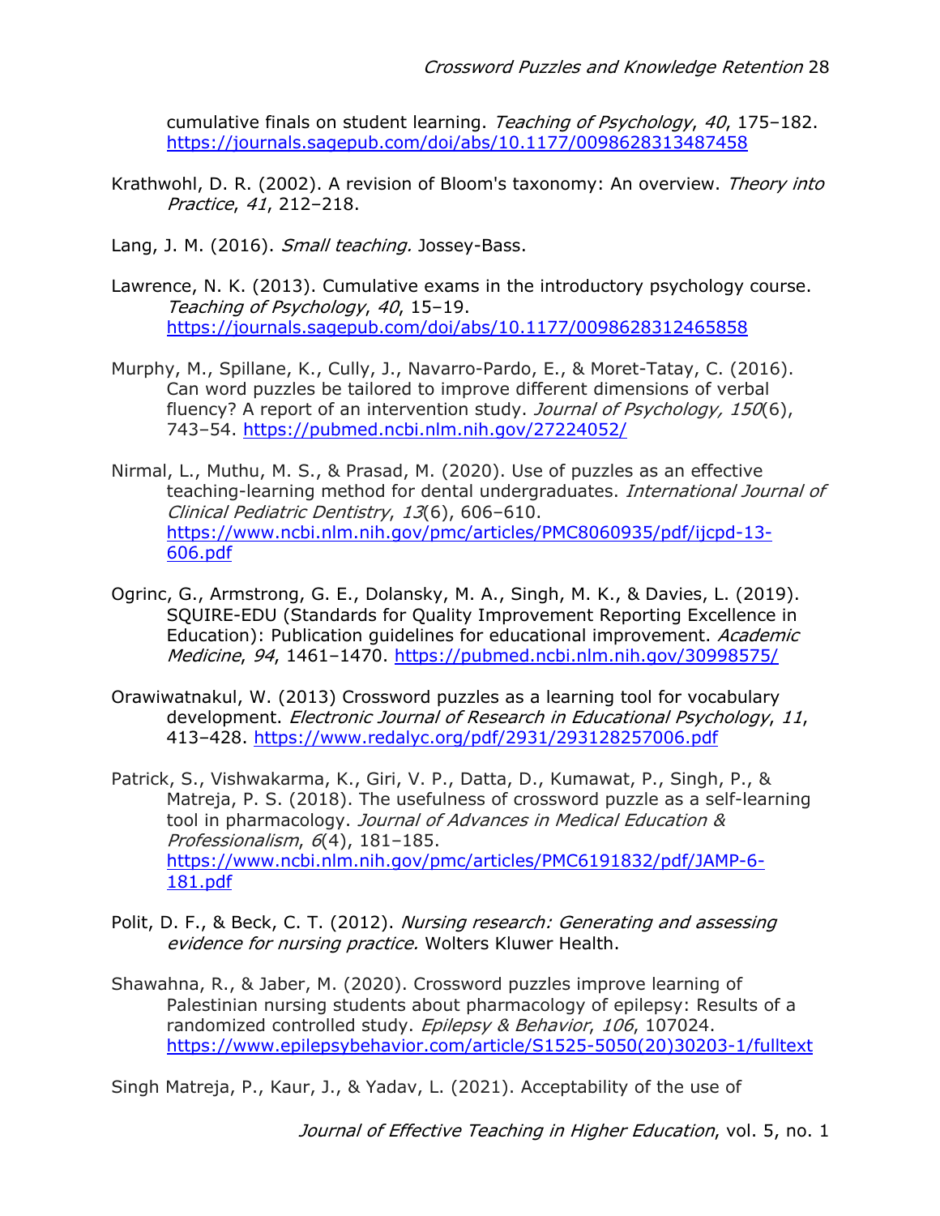cumulative finals on student learning. *Teaching of Psychology*, *40*, 175–182. https://journals.sagepub.com/doi/abs/10.1177/0098628313487458

Krathwohl, D. R. (2002). A revision of Bloom's taxonomy: An overview. *Theory into Practice*, *41*, 212–218.

Lang, J. M. (2016). *Small teaching.* Jossey-Bass.

Lawrence, N. K. (2013). Cumulative exams in the introductory psychology course. *Teaching of Psychology*, *40*, 15–19. https://journals.sagepub.com/doi/abs/10.1177/0098628312465858

Murphy, M., Spillane, K., Cully, J., Navarro-Pardo, E., & Moret-Tatay, C. (2016). Can word puzzles be tailored to improve different dimensions of verbal fluency? A report of an intervention study. *Journal of Psychology, 150*(6), 743–54. https://pubmed.ncbi.nlm.nih.gov/27224052/

Nirmal, L., Muthu, M. S., & Prasad, M. (2020). Use of puzzles as an effective teaching-learning method for dental undergraduates. *International Journal of Clinical Pediatric Dentistry*, *13*(6), 606–610. https://www.ncbi.nlm.nih.gov/pmc/articles/PMC8060935/pdf/ijcpd-13-606.pdf

Ogrinc, G., Armstrong, G. E., Dolansky, M. A., Singh, M. K., & Davies, L. (2019). SQUIRE-EDU (Standards for Quality Improvement Reporting Excellence in Education): Publication guidelines for educational improvement. *Academic Medicine*, *94*, 1461–1470. https://pubmed.ncbi.nlm.nih.gov/30998575/

Orawiwatnakul, W. (2013) Crossword puzzles as a learning tool for vocabulary development. *Electronic Journal of Research in Educational Psychology*, *11*, 413–428. https://www.redalyc.org/pdf/2931/293128257006.pdf

Patrick, S., Vishwakarma, K., Giri, V. P., Datta, D., Kumawat, P., Singh, P., & Matreja, P. S. (2018). The usefulness of crossword puzzle as a self-learning tool in pharmacology. *Journal of Advances in Medical Education & Professionalism*, *6*(4), 181–185. https://www.ncbi.nlm.nih.gov/pmc/articles/PMC6191832/pdf/JAMP-6-181.pdf

Polit, D. F., & Beck, C. T. (2012). *Nursing research: Generating and assessing evidence for nursing practice.* Wolters Kluwer Health.

Shawahna, R., & Jaber, M. (2020). Crossword puzzles improve learning of Palestinian nursing students about pharmacology of epilepsy: Results of a randomized controlled study. *Epilepsy & Behavior*, *106*, 107024. https://www.epilepsybehavior.com/article/S1525-5050(20)30203-1/fulltext

Singh Matreja, P., Kaur, J., & Yadav, L. (2021). Acceptability of the use of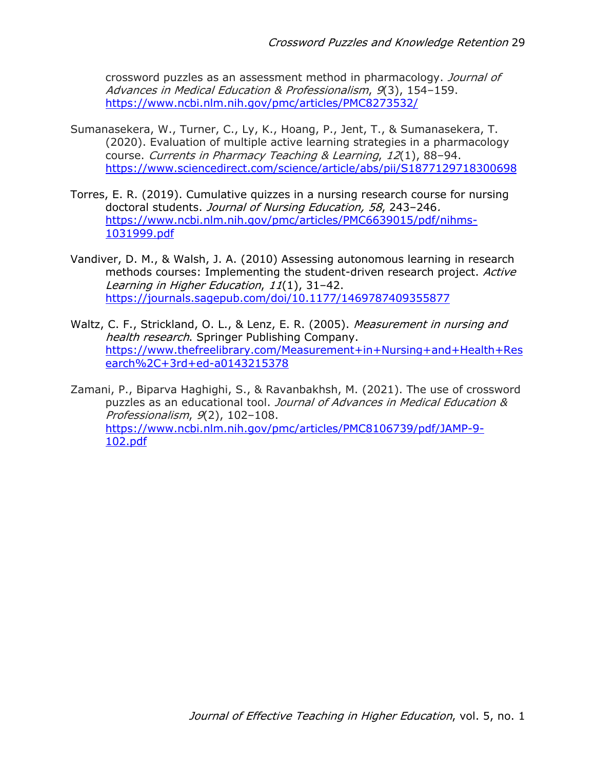crossword puzzles as an assessment method in pharmacology. *Journal of Advances in Medical Education & Professionalism*, *9*(3), 154–159. https://www.ncbi.nlm.nih.gov/pmc/articles/PMC8273532/

Sumanasekera, W., Turner, C., Ly, K., Hoang, P., Jent, T., & Sumanasekera, T. (2020). Evaluation of multiple active learning strategies in a pharmacology course. *Currents in Pharmacy Teaching & Learning*, *12*(1), 88–94. https://www.sciencedirect.com/science/article/abs/pii/S1877129718300698

Torres, E. R. (2019). Cumulative quizzes in a nursing research course for nursing doctoral students. *Journal of Nursing Education, 58*, 243–246*.* https://www.ncbi.nlm.nih.gov/pmc/articles/PMC6639015/pdf/nihms-1031999.pdf

Vandiver, D. M., & Walsh, J. A. (2010) Assessing autonomous learning in research methods courses: Implementing the student-driven research project. *Active Learning in Higher Education*, *11*(1), 31–42. https://journals.sagepub.com/doi/10.1177/1469787409355877

Waltz, C. F., Strickland, O. L., & Lenz, E. R. (2005). *Measurement in nursing and health research*. Springer Publishing Company. https://www.thefreelibrary.com/Measurement+in+Nursing+and+Health+Research%2C+3rd+ed-a0143215378

Zamani, P., Biparva Haghighi, S., & Ravanbakhsh, M. (2021). The use of crossword puzzles as an educational tool. *Journal of Advances in Medical Education & Professionalism*, *9*(2), 102–108. https://www.ncbi.nlm.nih.gov/pmc/articles/PMC8106739/pdf/JAMP-9-102.pdf